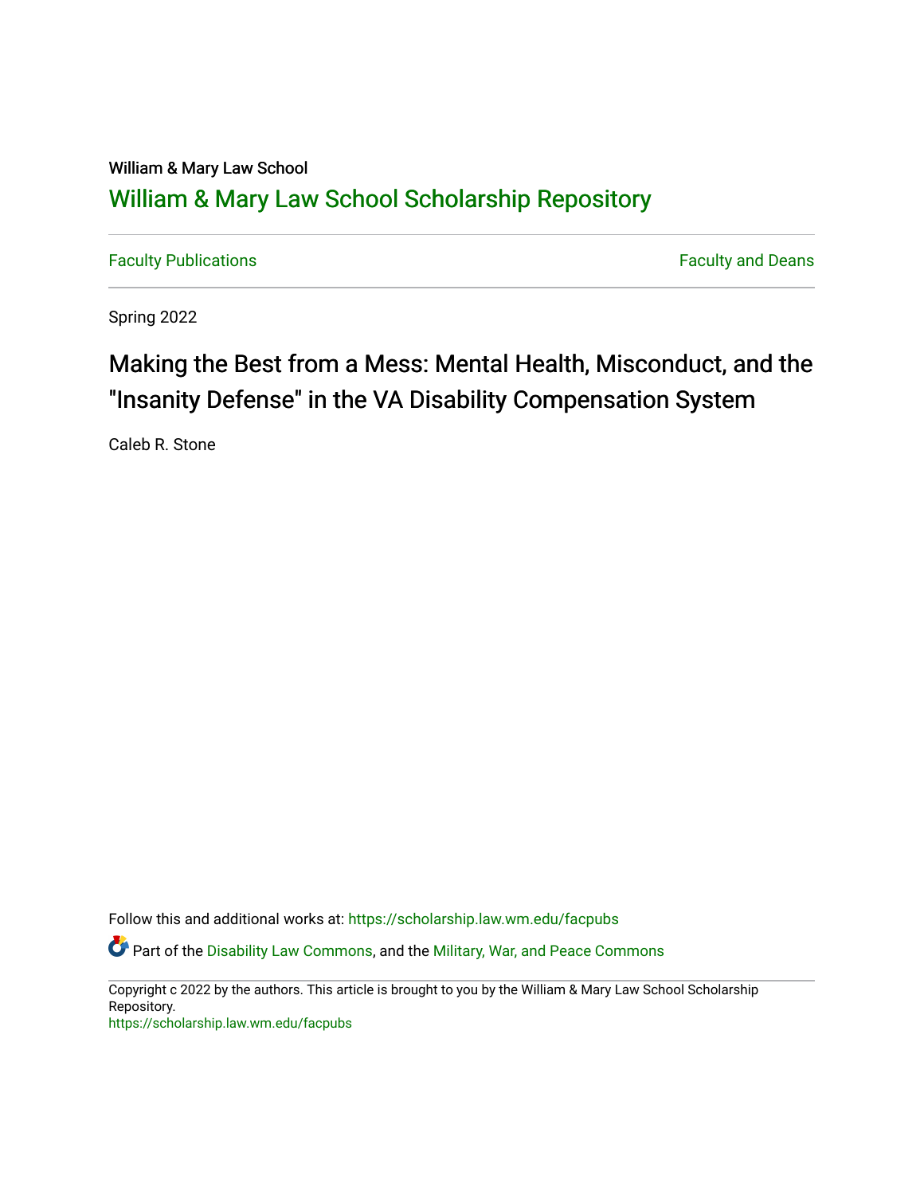William & Mary Law School

# William & Mary Law School Scholarship Repository

Faculty Publications

Faculty and Deans

Spring 2022

## Making the Best from a Mess: Mental Health, Misconduct, and the "Insanity Defense" in the VA Disability Compensation System

Caleb R. Stone

Follow this and additional works at: https://scholarship.law.wm.edu/facpubs

Part of the Disability Law Commons, and the Military, War, and Peace Commons

Copyright c 2022 by the authors. This article is brought to you by the William & Mary Law School Scholarship Repository.
https://scholarship.law.wm.edu/facpubs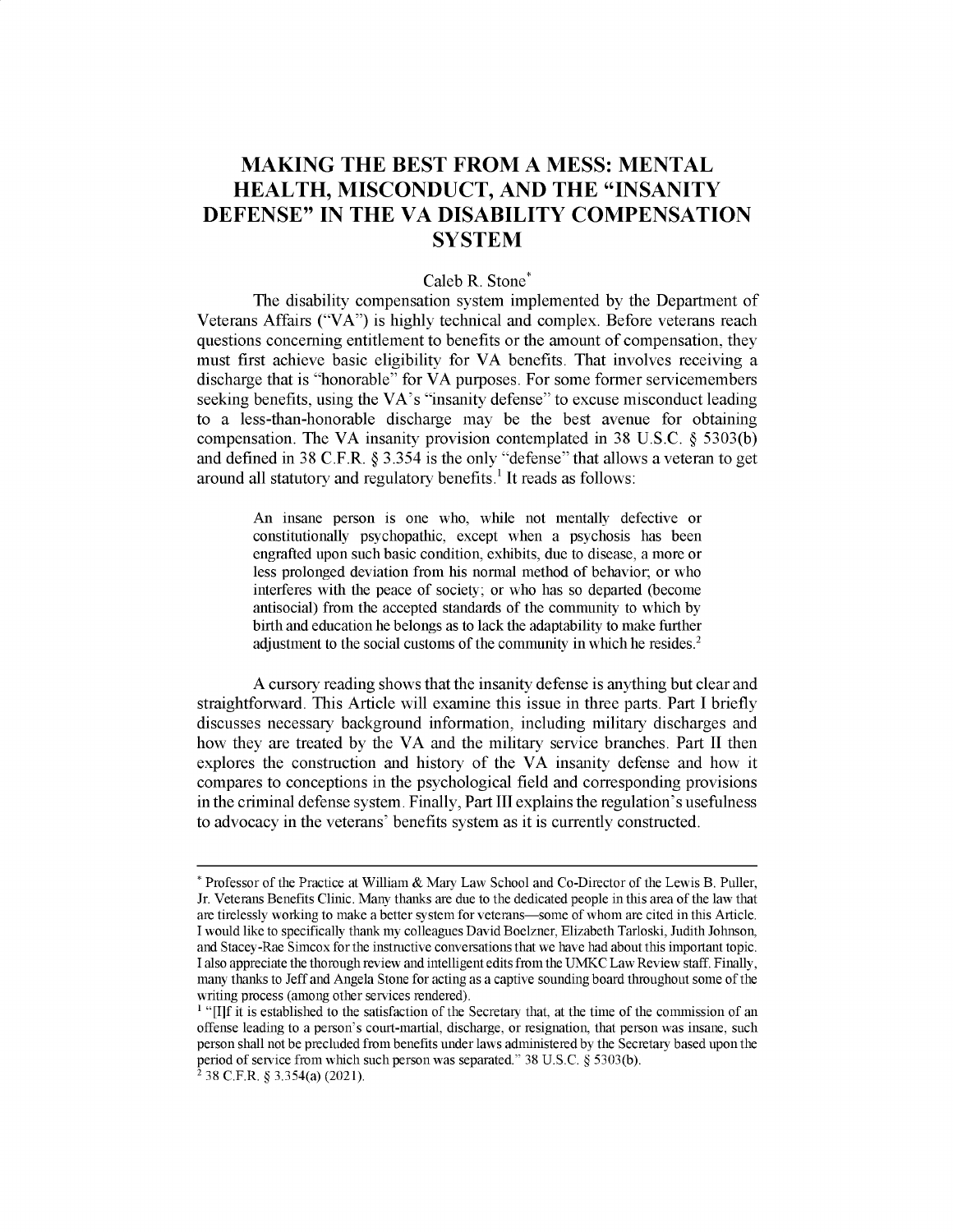# MAKING THE BEST FROM A MESS: MENTAL HEALTH, MISCONDUCT, AND THE "INSANITY DEFENSE" IN THE VA DISABILITY COMPENSATION SYSTEM

Caleb R. Stone*

The disability compensation system implemented by the Department of Veterans Affairs ("VA") is highly technical and complex. Before veterans reach questions concerning entitlement to benefits or the amount of compensation, they must first achieve basic eligibility for VA benefits. That involves receiving a discharge that is "honorable" for VA purposes. For some former servicemembers seeking benefits, using the VA's "insanity defense" to excuse misconduct leading to a less-than-honorable discharge may be the best avenue for obtaining compensation. The VA insanity provision contemplated in 38 U.S.C. § 5303(b) and defined in 38 C.F.R. § 3.354 is the only "defense" that allows a veteran to get around all statutory and regulatory benefits.[1] It reads as follows:

> An insane person is one who, while not mentally defective or constitutionally psychopathic, except when a psychosis has been engrafted upon such basic condition, exhibits, due to disease, a more or less prolonged deviation from his normal method of behavior; or who interferes with the peace of society; or who has so departed (become antisocial) from the accepted standards of the community to which by birth and education he belongs as to lack the adaptability to make further adjustment to the social customs of the community in which he resides.[2]

A cursory reading shows that the insanity defense is anything but clear and straightforward. This Article will examine this issue in three parts. Part I briefly discusses necessary background information, including military discharges and how they are treated by the VA and the military service branches. Part II then explores the construction and history of the VA insanity defense and how it compares to conceptions in the psychological field and corresponding provisions in the criminal defense system. Finally, Part III explains the regulation's usefulness to advocacy in the veterans' benefits system as it is currently constructed.

---

\* Professor of the Practice at William & Mary Law School and Co-Director of the Lewis B. Puller, Jr. Veterans Benefits Clinic. Many thanks are due to the dedicated people in this area of the law that are tirelessly working to make a better system for veterans—some of whom are cited in this Article. I would like to specifically thank my colleagues David Boelzner, Elizabeth Tarloski, Judith Johnson, and Stacey-Rae Simcox for the instructive conversations that we have had about this important topic. I also appreciate the thorough review and intelligent edits from the UMKC Law Review staff. Finally, many thanks to Jeff and Angela Stone for acting as a captive sounding board throughout some of the writing process (among other services rendered).

[1] "[I]f it is established to the satisfaction of the Secretary that, at the time of the commission of an offense leading to a person's court-martial, discharge, or resignation, that person was insane, such person shall not be precluded from benefits under laws administered by the Secretary based upon the period of service from which such person was separated." 38 U.S.C. § 5303(b).

[2] 38 C.F.R. § 3.354(a) (2021).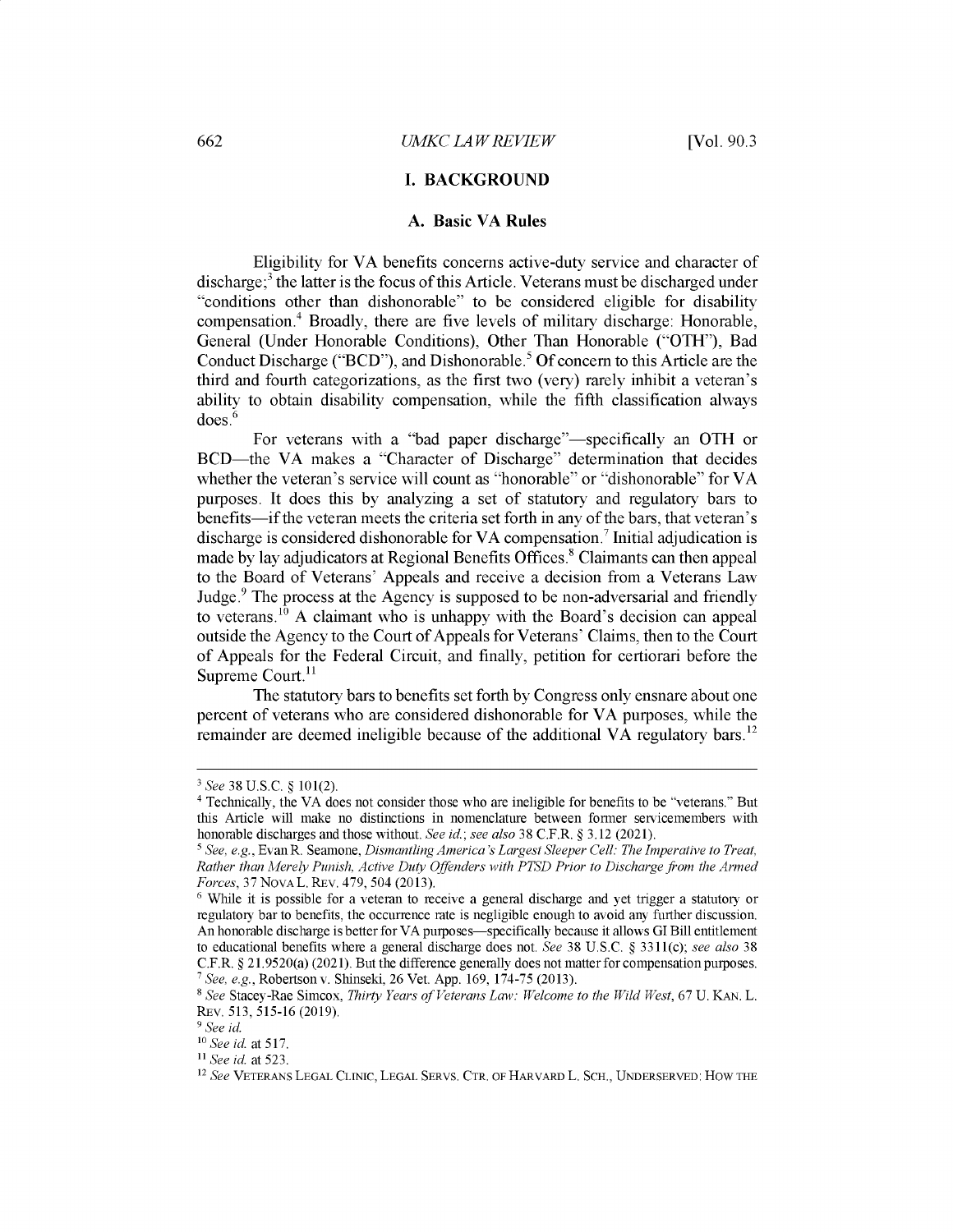## I. BACKGROUND

### A. Basic VA Rules

Eligibility for VA benefits concerns active-duty service and character of discharge;[3] the latter is the focus of this Article. Veterans must be discharged under "conditions other than dishonorable" to be considered eligible for disability compensation.[4] Broadly, there are five levels of military discharge: Honorable, General (Under Honorable Conditions), Other Than Honorable ("OTH"), Bad Conduct Discharge ("BCD"), and Dishonorable.[5] Of concern to this Article are the third and fourth categorizations, as the first two (very) rarely inhibit a veteran's ability to obtain disability compensation, while the fifth classification always does.[6]

For veterans with a "bad paper discharge"—specifically an OTH or BCD—the VA makes a "Character of Discharge" determination that decides whether the veteran's service will count as "honorable" or "dishonorable" for VA purposes. It does this by analyzing a set of statutory and regulatory bars to benefits—if the veteran meets the criteria set forth in any of the bars, that veteran's discharge is considered dishonorable for VA compensation.[7] Initial adjudication is made by lay adjudicators at Regional Benefits Offices.[8] Claimants can then appeal to the Board of Veterans' Appeals and receive a decision from a Veterans Law Judge.[9] The process at the Agency is supposed to be non-adversarial and friendly to veterans.[10] A claimant who is unhappy with the Board's decision can appeal outside the Agency to the Court of Appeals for Veterans' Claims, then to the Court of Appeals for the Federal Circuit, and finally, petition for certiorari before the Supreme Court.[11]

The statutory bars to benefits set forth by Congress only ensnare about one percent of veterans who are considered dishonorable for VA purposes, while the remainder are deemed ineligible because of the additional VA regulatory bars.[12]

---

[3] *See* 38 U.S.C. § 101(2).

[4] Technically, the VA does not consider those who are ineligible for benefits to be "veterans." But this Article will make no distinctions in nomenclature between former servicemembers with honorable discharges and those without. *See id.*; *see also* 38 C.F.R. § 3.12 (2021).

[5] *See, e.g.*, Evan R. Seamone, *Dismantling America's Largest Sleeper Cell: The Imperative to Treat, Rather than Merely Punish, Active Duty Offenders with PTSD Prior to Discharge from the Armed Forces*, 37 NOVA L. REV. 479, 504 (2013).

[6] While it is possible for a veteran to receive a general discharge and yet trigger a statutory or regulatory bar to benefits, the occurrence rate is negligible enough to avoid any further discussion. An honorable discharge is better for VA purposes—specifically because it allows GI Bill entitlement to educational benefits where a general discharge does not. *See* 38 U.S.C. § 3311(c); *see also* 38 C.F.R. § 21.9520(a) (2021). But the difference generally does not matter for compensation purposes.

[7] *See, e.g.*, Robertson v. Shinseki, 26 Vet. App. 169, 174-75 (2013).

[8] *See* Stacey-Rae Simcox, *Thirty Years of Veterans Law: Welcome to the Wild West*, 67 U. KAN. L. REV. 513, 515-16 (2019).

[9] *See id.*

[10] *See id.* at 517.

[11] *See id.* at 523.

[12] *See* VETERANS LEGAL CLINIC, LEGAL SERVS. CTR. OF HARVARD L. SCH., UNDERSERVED: HOW THE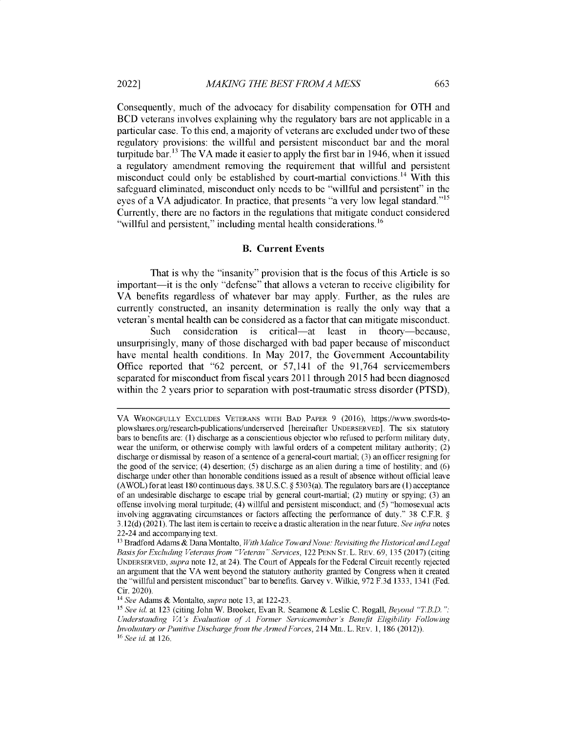Consequently, much of the advocacy for disability compensation for OTH and BCD veterans involves explaining why the regulatory bars are not applicable in a particular case. To this end, a majority of veterans are excluded under two of these regulatory provisions: the willful and persistent misconduct bar and the moral turpitude bar.[13] The VA made it easier to apply the first bar in 1946, when it issued a regulatory amendment removing the requirement that willful and persistent misconduct could only be established by court-martial convictions.[14] With this safeguard eliminated, misconduct only needs to be "willful and persistent" in the eyes of a VA adjudicator. In practice, that presents "a very low legal standard."[15] Currently, there are no factors in the regulations that mitigate conduct considered "willful and persistent," including mental health considerations.[16]

### B. Current Events

That is why the "insanity" provision that is the focus of this Article is so important—it is the only "defense" that allows a veteran to receive eligibility for VA benefits regardless of whatever bar may apply. Further, as the rules are currently constructed, an insanity determination is really the only way that a veteran's mental health can be considered as a factor that can mitigate misconduct.

Such consideration is critical—at least in theory—because, unsurprisingly, many of those discharged with bad paper because of misconduct have mental health conditions. In May 2017, the Government Accountability Office reported that "62 percent, or 57,141 of the 91,764 servicemembers separated for misconduct from fiscal years 2011 through 2015 had been diagnosed within the 2 years prior to separation with post-traumatic stress disorder (PTSD),

---

VA WRONGFULLY EXCLUDES VETERANS WITH BAD PAPER 9 (2016), https://www.swords-to-plowshares.org/research-publications/underserved [hereinafter UNDERSERVED]. The six statutory bars to benefits are: (1) discharge as a conscientious objector who refused to perform military duty, wear the uniform, or otherwise comply with lawful orders of a competent military authority; (2) discharge or dismissal by reason of a sentence of a general-court martial; (3) an officer resigning for the good of the service; (4) desertion; (5) discharge as an alien during a time of hostility; and (6) discharge under other than honorable conditions issued as a result of absence without official leave (AWOL) for at least 180 continuous days. 38 U.S.C. § 5303(a). The regulatory bars are (1) acceptance of an undesirable discharge to escape trial by general court-martial; (2) mutiny or spying; (3) an offense involving moral turpitude; (4) willful and persistent misconduct; and (5) "homosexual acts involving aggravating circumstances or factors affecting the performance of duty." 38 C.F.R. § 3.12(d) (2021). The last item is certain to receive a drastic alteration in the near future. *See infra* notes 22-24 and accompanying text.

[13] Bradford Adams & Dana Montalto, *With Malice Toward None: Revisiting the Historical and Legal Basis for Excluding Veterans from "Veteran" Services*, 122 PENN ST. L. REV. 69, 135 (2017) (citing UNDERSERVED, *supra* note 12, at 24). The Court of Appeals for the Federal Circuit recently rejected an argument that the VA went beyond the statutory authority granted by Congress when it created the "willful and persistent misconduct" bar to benefits. Garvey v. Wilkie, 972 F.3d 1333, 1341 (Fed. Cir. 2020).

[14] *See* Adams & Montalto, *supra* note 13, at 122-23.

[15] *See id.* at 123 (citing John W. Brooker, Evan R. Seamone & Leslie C. Rogall, *Beyond "T.B.D.": Understanding VA's Evaluation of A Former Servicemember's Benefit Eligibility Following Involuntary or Punitive Discharge from the Armed Forces*, 214 MIL. L. REV. 1, 186 (2012)).

[16] *See id.* at 126.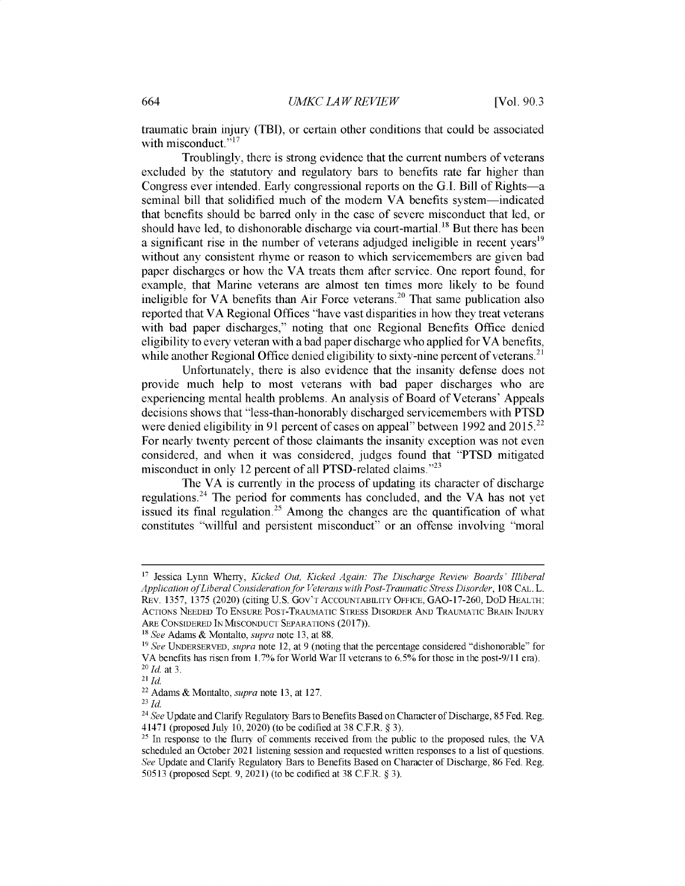traumatic brain injury (TBI), or certain other conditions that could be associated with misconduct."[17]

Troublingly, there is strong evidence that the current numbers of veterans excluded by the statutory and regulatory bars to benefits rate far higher than Congress ever intended. Early congressional reports on the G.I. Bill of Rights—a seminal bill that solidified much of the modern VA benefits system—indicated that benefits should be barred only in the case of severe misconduct that led, or should have led, to dishonorable discharge via court-martial.[18] But there has been a significant rise in the number of veterans adjudged ineligible in recent years[19] without any consistent rhyme or reason to which servicemembers are given bad paper discharges or how the VA treats them after service. One report found, for example, that Marine veterans are almost ten times more likely to be found ineligible for VA benefits than Air Force veterans.[20] That same publication also reported that VA Regional Offices "have vast disparities in how they treat veterans with bad paper discharges," noting that one Regional Benefits Office denied eligibility to every veteran with a bad paper discharge who applied for VA benefits, while another Regional Office denied eligibility to sixty-nine percent of veterans.[21]

Unfortunately, there is also evidence that the insanity defense does not provide much help to most veterans with bad paper discharges who are experiencing mental health problems. An analysis of Board of Veterans' Appeals decisions shows that "less-than-honorably discharged servicemembers with PTSD were denied eligibility in 91 percent of cases on appeal" between 1992 and 2015.[22] For nearly twenty percent of those claimants the insanity exception was not even considered, and when it was considered, judges found that "PTSD mitigated misconduct in only 12 percent of all PTSD-related claims."[23]

The VA is currently in the process of updating its character of discharge regulations.[24] The period for comments has concluded, and the VA has not yet issued its final regulation.[25] Among the changes are the quantification of what constitutes "willful and persistent misconduct" or an offense involving "moral

---

[17] Jessica Lynn Wherry, *Kicked Out, Kicked Again: The Discharge Review Boards' Illiberal Application of Liberal Consideration for Veterans with Post-Traumatic Stress Disorder*, 108 CAL. L. REV. 1357, 1375 (2020) (citing U.S. GOV'T ACCOUNTABILITY OFFICE, GAO-17-260, DOD HEALTH: ACTIONS NEEDED TO ENSURE POST-TRAUMATIC STRESS DISORDER AND TRAUMATIC BRAIN INJURY ARE CONSIDERED IN MISCONDUCT SEPARATIONS (2017)).

[18] *See* Adams & Montalto, *supra* note 13, at 88.

[19] *See* UNDERSERVED, *supra* note 12, at 9 (noting that the percentage considered "dishonorable" for VA benefits has risen from 1.7% for World War II veterans to 6.5% for those in the post-9/11 era).

[20] *Id.* at 3.

[21] *Id.*

[22] Adams & Montalto, *supra* note 13, at 127.

[23] *Id.*

[24] *See* Update and Clarify Regulatory Bars to Benefits Based on Character of Discharge, 85 Fed. Reg. 41471 (proposed July 10, 2020) (to be codified at 38 C.F.R. § 3).

[25] In response to the flurry of comments received from the public to the proposed rules, the VA scheduled an October 2021 listening session and requested written responses to a list of questions. *See* Update and Clarify Regulatory Bars to Benefits Based on Character of Discharge, 86 Fed. Reg. 50513 (proposed Sept. 9, 2021) (to be codified at 38 C.F.R. § 3).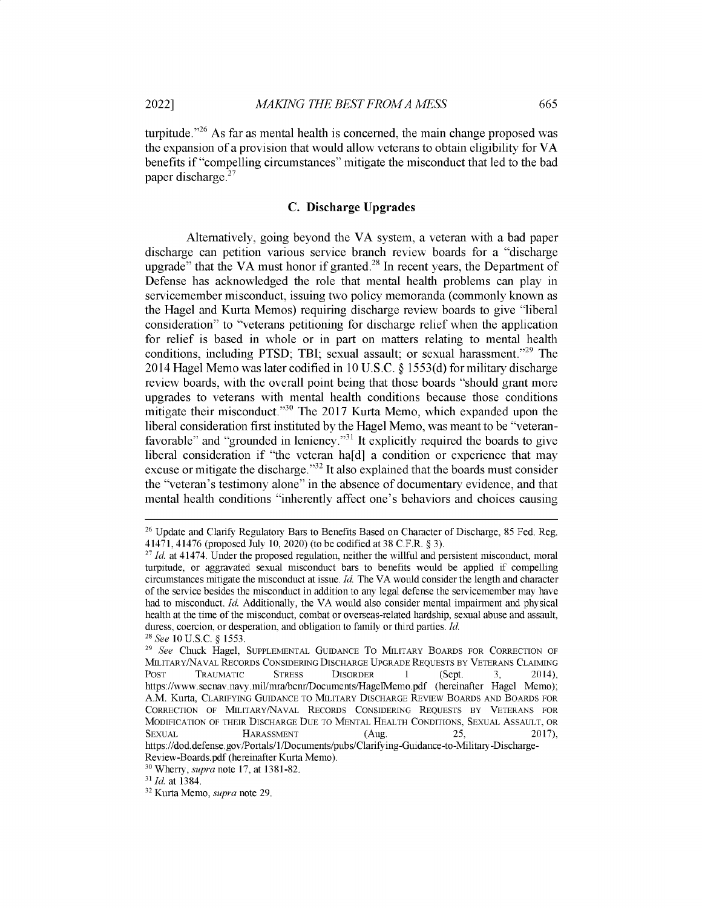turpitude."[26] As far as mental health is concerned, the main change proposed was the expansion of a provision that would allow veterans to obtain eligibility for VA benefits if "compelling circumstances" mitigate the misconduct that led to the bad paper discharge.[27]

### C. Discharge Upgrades

Alternatively, going beyond the VA system, a veteran with a bad paper discharge can petition various service branch review boards for a "discharge upgrade" that the VA must honor if granted.[28] In recent years, the Department of Defense has acknowledged the role that mental health problems can play in servicemember misconduct, issuing two policy memoranda (commonly known as the Hagel and Kurta Memos) requiring discharge review boards to give "liberal consideration" to "veterans petitioning for discharge relief when the application for relief is based in whole or in part on matters relating to mental health conditions, including PTSD; TBI; sexual assault; or sexual harassment."[29] The 2014 Hagel Memo was later codified in 10 U.S.C. § 1553(d) for military discharge review boards, with the overall point being that those boards "should grant more upgrades to veterans with mental health conditions because those conditions mitigate their misconduct."[30] The 2017 Kurta Memo, which expanded upon the liberal consideration first instituted by the Hagel Memo, was meant to be "veteran-favorable" and "grounded in leniency."[31] It explicitly required the boards to give liberal consideration if "the veteran ha[d] a condition or experience that may excuse or mitigate the discharge."[32] It also explained that the boards must consider the "veteran's testimony alone" in the absence of documentary evidence, and that mental health conditions "inherently affect one's behaviors and choices causing

---

[26] Update and Clarify Regulatory Bars to Benefits Based on Character of Discharge, 85 Fed. Reg. 41471, 41476 (proposed July 10, 2020) (to be codified at 38 C.F.R. § 3).

[27] *Id.* at 41474. Under the proposed regulation, neither the willful and persistent misconduct, moral turpitude, or aggravated sexual misconduct bars to benefits would be applied if compelling circumstances mitigate the misconduct at issue. *Id.* The VA would consider the length and character of the service besides the misconduct in addition to any legal defense the servicemember may have had to misconduct. *Id.* Additionally, the VA would also consider mental impairment and physical health at the time of the misconduct, combat or overseas-related hardship, sexual abuse and assault, duress, coercion, or desperation, and obligation to family or third parties. *Id.*

[28] *See* 10 U.S.C. § 1553.

[29] *See* Chuck Hagel, SUPPLEMENTAL GUIDANCE TO MILITARY BOARDS FOR CORRECTION OF MILITARY/NAVAL RECORDS CONSIDERING DISCHARGE UPGRADE REQUESTS BY VETERANS CLAIMING POST TRAUMATIC STRESS DISORDER 1 (Sept. 3, 2014), https://www.secnav.navy.mil/mra/bcnr/Documents/HagelMemo.pdf (hereinafter Hagel Memo); A.M. Kurta, CLARIFYING GUIDANCE TO MILITARY DISCHARGE REVIEW BOARDS AND BOARDS FOR CORRECTION OF MILITARY/NAVAL RECORDS CONSIDERING REQUESTS BY VETERANS FOR MODIFICATION OF THEIR DISCHARGE DUE TO MENTAL HEALTH CONDITIONS, SEXUAL ASSAULT, OR SEXUAL HARASSMENT (Aug. 25, 2017), https://dod.defense.gov/Portals/1/Documents/pubs/Clarifying-Guidance-to-Military-Discharge-Review-Boards.pdf (hereinafter Kurta Memo).

[30] Wherry, *supra* note 17, at 1381-82.

[31] *Id.* at 1384.

[32] Kurta Memo, *supra* note 29.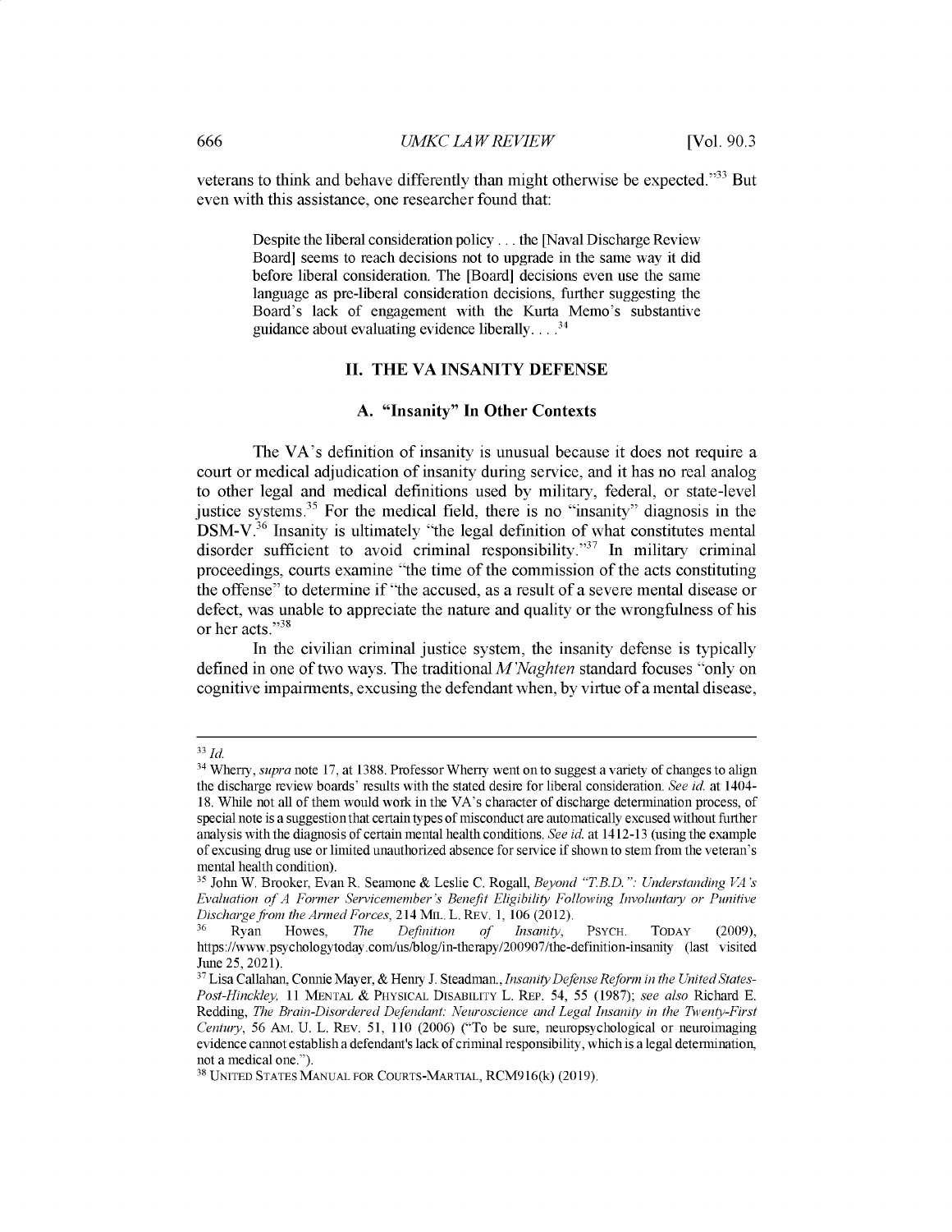veterans to think and behave differently than might otherwise be expected."[33] But even with this assistance, one researcher found that:

> Despite the liberal consideration policy . . . the [Naval Discharge Review Board] seems to reach decisions not to upgrade in the same way it did before liberal consideration. The [Board] decisions even use the same language as pre-liberal consideration decisions, further suggesting the Board's lack of engagement with the Kurta Memo's substantive guidance about evaluating evidence liberally. . . .[34]

## II. THE VA INSANITY DEFENSE

### A. "Insanity" In Other Contexts

The VA's definition of insanity is unusual because it does not require a court or medical adjudication of insanity during service, and it has no real analog to other legal and medical definitions used by military, federal, or state-level justice systems.[35] For the medical field, there is no "insanity" diagnosis in the DSM-V.[36] Insanity is ultimately "the legal definition of what constitutes mental disorder sufficient to avoid criminal responsibility."[37] In military criminal proceedings, courts examine "the time of the commission of the acts constituting the offense" to determine if "the accused, as a result of a severe mental disease or defect, was unable to appreciate the nature and quality or the wrongfulness of his or her acts."[38]

In the civilian criminal justice system, the insanity defense is typically defined in one of two ways. The traditional *M'Naghten* standard focuses "only on cognitive impairments, excusing the defendant when, by virtue of a mental disease,

---

[33] *Id.*

[34] Wherry, *supra* note 17, at 1388. Professor Wherry went on to suggest a variety of changes to align the discharge review boards' results with the stated desire for liberal consideration. *See id.* at 1404-18. While not all of them would work in the VA's character of discharge determination process, of special note is a suggestion that certain types of misconduct are automatically excused without further analysis with the diagnosis of certain mental health conditions. *See id.* at 1412-13 (using the example of excusing drug use or limited unauthorized absence for service if shown to stem from the veteran's mental health condition).

[35] John W. Brooker, Evan R. Seamone & Leslie C. Rogall, *Beyond "T.B.D.": Understanding VA's Evaluation of A Former Servicemember's Benefit Eligibility Following Involuntary or Punitive Discharge from the Armed Forces*, 214 MIL. L. REV. 1, 106 (2012).

[36] Ryan Howes, *The Definition of Insanity*, PSYCH. TODAY (2009), https://www.psychologytoday.com/us/blog/in-therapy/200907/the-definition-insanity (last visited June 25, 2021).

[37] Lisa Callahan, Connie Mayer, & Henry J. Steadman., *Insanity Defense Reform in the United States-Post-Hinckley*, 11 MENTAL & PHYSICAL DISABILITY L. REP. 54, 55 (1987); *see also* Richard E. Redding, *The Brain-Disordered Defendant: Neuroscience and Legal Insanity in the Twenty-First Century*, 56 AM. U. L. REV. 51, 110 (2006) ("To be sure, neuropsychological or neuroimaging evidence cannot establish a defendant's lack of criminal responsibility, which is a legal determination, not a medical one.").

[38] UNITED STATES MANUAL FOR COURTS-MARTIAL, RCM916(k) (2019).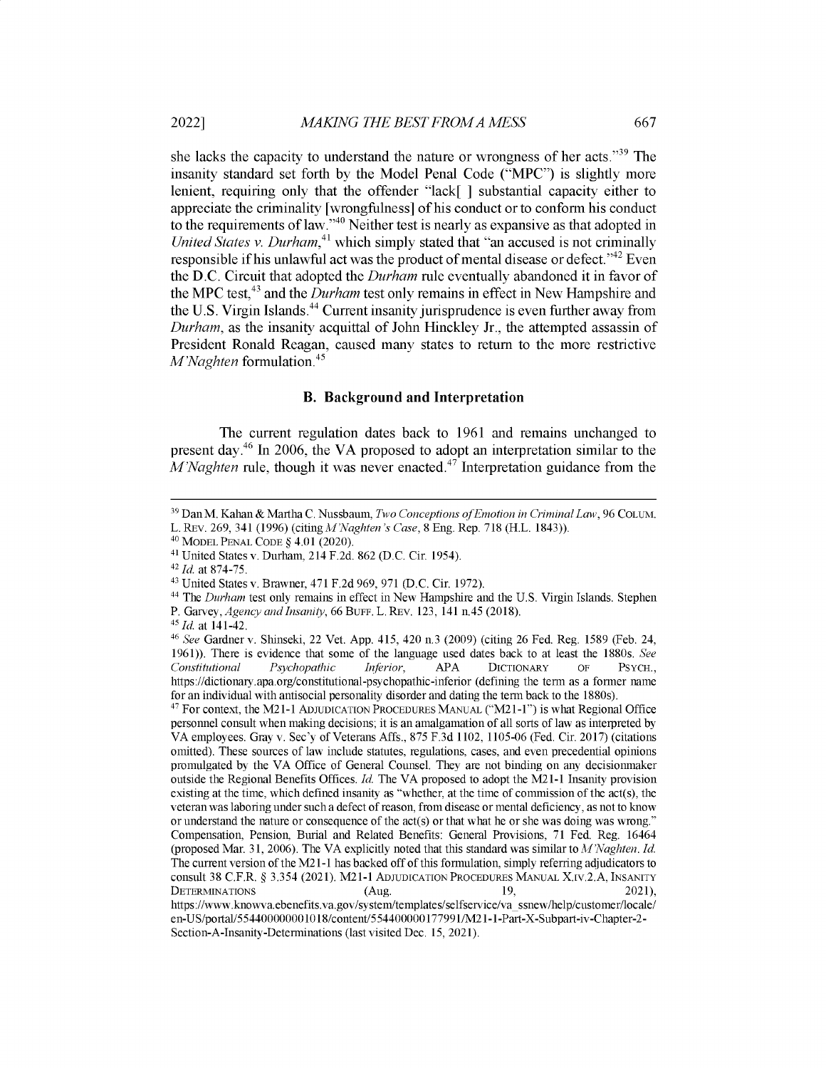she lacks the capacity to understand the nature or wrongness of her acts."[39] The insanity standard set forth by the Model Penal Code ("MPC") is slightly more lenient, requiring only that the offender "lack[ ] substantial capacity either to appreciate the criminality [wrongfulness] of his conduct or to conform his conduct to the requirements of law."[40] Neither test is nearly as expansive as that adopted in *United States v. Durham*,[41] which simply stated that "an accused is not criminally responsible if his unlawful act was the product of mental disease or defect."[42] Even the D.C. Circuit that adopted the *Durham* rule eventually abandoned it in favor of the MPC test,[43] and the *Durham* test only remains in effect in New Hampshire and the U.S. Virgin Islands.[44] Current insanity jurisprudence is even further away from *Durham*, as the insanity acquittal of John Hinckley Jr., the attempted assassin of President Ronald Reagan, caused many states to return to the more restrictive *M'Naghten* formulation.[45]

### B. Background and Interpretation

The current regulation dates back to 1961 and remains unchanged to present day.[46] In 2006, the VA proposed to adopt an interpretation similar to the *M'Naghten* rule, though it was never enacted.[47] Interpretation guidance from the

---

[39] Dan M. Kahan & Martha C. Nussbaum, *Two Conceptions of Emotion in Criminal Law*, 96 COLUM. L. REV. 269, 341 (1996) (citing *M'Naghten's Case*, 8 Eng. Rep. 718 (H.L. 1843)).

[40] MODEL PENAL CODE § 4.01 (2020).

[41] United States v. Durham, 214 F.2d. 862 (D.C. Cir. 1954).

[42] *Id.* at 874-75.

[43] United States v. Brawner, 471 F.2d 969, 971 (D.C. Cir. 1972).

[44] The *Durham* test only remains in effect in New Hampshire and the U.S. Virgin Islands. Stephen P. Garvey, *Agency and Insanity*, 66 BUFF. L. REV. 123, 141 n.45 (2018).

[45] *Id.* at 141-42.

[46] *See* Gardner v. Shinseki, 22 Vet. App. 415, 420 n.3 (2009) (citing 26 Fed. Reg. 1589 (Feb. 24, 1961)). There is evidence that some of the language used dates back to at least the 1880s. *See Constitutional Psychopathic Inferior*, APA DICTIONARY OF PSYCH., https://dictionary.apa.org/constitutional-psychopathic-inferior (defining the term as a former name for an individual with antisocial personality disorder and dating the term back to the 1880s).

[47] For context, the M21-1 ADJUDICATION PROCEDURES MANUAL ("M21-1") is what Regional Office personnel consult when making decisions; it is an amalgamation of all sorts of law as interpreted by VA employees. Gray v. Sec'y of Veterans Affs., 875 F.3d 1102, 1105-06 (Fed. Cir. 2017) (citations omitted). These sources of law include statutes, regulations, cases, and even precedential opinions promulgated by the VA Office of General Counsel. They are not binding on any decisionmaker outside the Regional Benefits Offices. *Id.* The VA proposed to adopt the M21-1 Insanity provision existing at the time, which defined insanity as "whether, at the time of commission of the act(s), the veteran was laboring under such a defect of reason, from disease or mental deficiency, as not to know or understand the nature or consequence of the act(s) or that what he or she was doing was wrong." Compensation, Pension, Burial and Related Benefits: General Provisions, 71 Fed. Reg. 16464 (proposed Mar. 31, 2006). The VA explicitly noted that this standard was similar to *M'Naghten*. *Id.* The current version of the M21-1 has backed off of this formulation, simply referring adjudicators to consult 38 C.F.R. § 3.354 (2021). M21-1 ADJUDICATION PROCEDURES MANUAL X.iv.2.A, INSANITY DETERMINATIONS (Aug. 19, 2021), https://www.knowva.ebenefits.va.gov/system/templates/selfservice/va_ssnew/help/customer/locale/en-US/portal/554400000001018/content/554400000177991/M21-1-Part-X-Subpart-iv-Chapter-2-Section-A-Insanity-Determinations (last visited Dec. 15, 2021).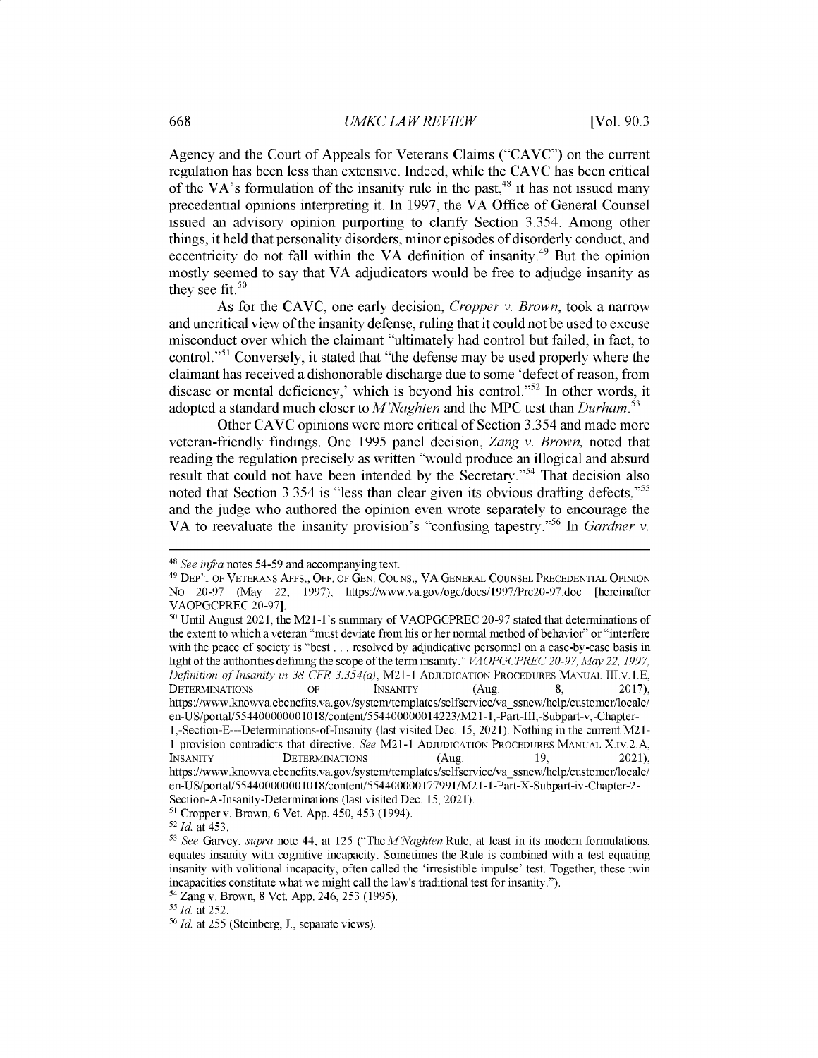Agency and the Court of Appeals for Veterans Claims ("CAVC") on the current regulation has been less than extensive. Indeed, while the CAVC has been critical of the VA's formulation of the insanity rule in the past,[48] it has not issued many precedential opinions interpreting it. In 1997, the VA Office of General Counsel issued an advisory opinion purporting to clarify Section 3.354. Among other things, it held that personality disorders, minor episodes of disorderly conduct, and eccentricity do not fall within the VA definition of insanity.[49] But the opinion mostly seemed to say that VA adjudicators would be free to adjudge insanity as they see fit.[50]

As for the CAVC, one early decision, *Cropper v. Brown*, took a narrow and uncritical view of the insanity defense, ruling that it could not be used to excuse misconduct over which the claimant "ultimately had control but failed, in fact, to control."[51] Conversely, it stated that "the defense may be used properly where the claimant has received a dishonorable discharge due to some 'defect of reason, from disease or mental deficiency,' which is beyond his control."[52] In other words, it adopted a standard much closer to *M'Naghten* and the MPC test than *Durham*.[53]

Other CAVC opinions were more critical of Section 3.354 and made more veteran-friendly findings. One 1995 panel decision, *Zang v. Brown*, noted that reading the regulation precisely as written "would produce an illogical and absurd result that could not have been intended by the Secretary."[54] That decision also noted that Section 3.354 is "less than clear given its obvious drafting defects,"[55] and the judge who authored the opinion even wrote separately to encourage the VA to reevaluate the insanity provision's "confusing tapestry."[56] In *Gardner v.*

---

[48] *See infra* notes 54-59 and accompanying text.

[49] DEP'T OF VETERANS AFFS., OFF. OF GEN. COUNS., VA GENERAL COUNSEL PRECEDENTIAL OPINION NO 20-97 (May 22, 1997), https://www.va.gov/ogc/docs/1997/Prc20-97.doc [hereinafter VAOPGCPREC 20-97].

[50] Until August 2021, the M21-1's summary of VAOPGCPREC 20-97 stated that determinations of the extent to which a veteran "must deviate from his or her normal method of behavior" or "interfere with the peace of society is "best . . . resolved by adjudicative personnel on a case-by-case basis in light of the authorities defining the scope of the term insanity." *VAOPGCPREC 20-97, May 22, 1997, Definition of Insanity in 38 CFR 3.354(a)*, M21-1 ADJUDICATION PROCEDURES MANUAL III.v.1.E, DETERMINATIONS OF INSANITY (Aug. 8, 2017), https://www.knowva.ebenefits.va.gov/system/templates/selfservice/va_ssnew/help/customer/locale/en-US/portal/554400000001018/content/554400000014223/M21-1,-Part-III,-Subpart-v,-Chapter-1,-Section-E---Determinations-of-Insanity (last visited Dec. 15, 2021). Nothing in the current M21-1 provision contradicts that directive. *See* M21-1 ADJUDICATION PROCEDURES MANUAL X.iv.2.A, INSANITY DETERMINATIONS (Aug. 19, 2021), https://www.knowva.ebenefits.va.gov/system/templates/selfservice/va_ssnew/help/customer/locale/en-US/portal/554400000001018/content/554400000177991/M21-1-Part-X-Subpart-iv-Chapter-2-Section-A-Insanity-Determinations (last visited Dec. 15, 2021).

[51] Cropper v. Brown, 6 Vet. App. 450, 453 (1994).

[52] *Id.* at 453.

[53] *See* Garvey, *supra* note 44, at 125 ("The *M'Naghten* Rule, at least in its modern formulations, equates insanity with cognitive incapacity. Sometimes the Rule is combined with a test equating insanity with volitional incapacity, often called the 'irresistible impulse' test. Together, these twin incapacities constitute what we might call the law's traditional test for insanity.").

[54] Zang v. Brown, 8 Vet. App. 246, 253 (1995).

[55] *Id.* at 252.

[56] *Id.* at 255 (Steinberg, J., separate views).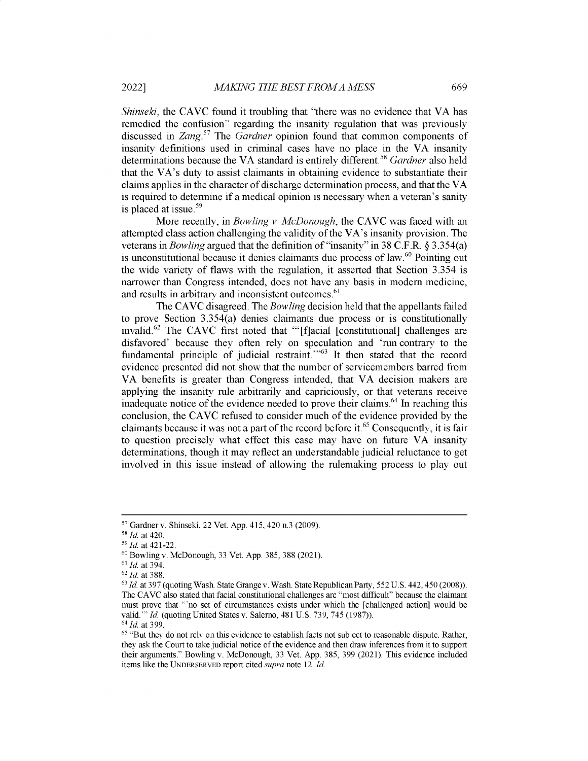*Shinseki*, the CAVC found it troubling that "there was no evidence that VA has remedied the confusion" regarding the insanity regulation that was previously discussed in *Zang*.[57] The *Gardner* opinion found that common components of insanity definitions used in criminal cases have no place in the VA insanity determinations because the VA standard is entirely different.[58] *Gardner* also held that the VA's duty to assist claimants in obtaining evidence to substantiate their claims applies in the character of discharge determination process, and that the VA is required to determine if a medical opinion is necessary when a veteran's sanity is placed at issue.[59]

More recently, in *Bowling v. McDonough*, the CAVC was faced with an attempted class action challenging the validity of the VA's insanity provision. The veterans in *Bowling* argued that the definition of "insanity" in 38 C.F.R. § 3.354(a) is unconstitutional because it denies claimants due process of law.[60] Pointing out the wide variety of flaws with the regulation, it asserted that Section 3.354 is narrower than Congress intended, does not have any basis in modern medicine, and results in arbitrary and inconsistent outcomes.[61]

The CAVC disagreed. The *Bowling* decision held that the appellants failed to prove Section 3.354(a) denies claimants due process or is constitutionally invalid.[62] The CAVC first noted that "'[f]acial [constitutional] challenges are disfavored' because they often rely on speculation and 'run contrary to the fundamental principle of judicial restraint.'"[63] It then stated that the record evidence presented did not show that the number of servicemembers barred from VA benefits is greater than Congress intended, that VA decision makers are applying the insanity rule arbitrarily and capriciously, or that veterans receive inadequate notice of the evidence needed to prove their claims.[64] In reaching this conclusion, the CAVC refused to consider much of the evidence provided by the claimants because it was not a part of the record before it.[65] Consequently, it is fair to question precisely what effect this case may have on future VA insanity determinations, though it may reflect an understandable judicial reluctance to get involved in this issue instead of allowing the rulemaking process to play out

---

[57] Gardner v. Shinseki, 22 Vet. App. 415, 420 n.3 (2009).

[58] *Id.* at 420.

[59] *Id.* at 421-22.

[60] Bowling v. McDonough, 33 Vet. App. 385, 388 (2021).

[61] *Id.* at 394.

[62] *Id.* at 388.

[63] *Id.* at 397 (quoting Wash. State Grange v. Wash. State Republican Party, 552 U.S. 442, 450 (2008)). The CAVC also stated that facial constitutional challenges are "most difficult" because the claimant must prove that "'no set of circumstances exists under which the [challenged action] would be valid.'" *Id.* (quoting United States v. Salerno, 481 U.S. 739, 745 (1987)).

[64] *Id.* at 399.

[65] "But they do not rely on this evidence to establish facts not subject to reasonable dispute. Rather, they ask the Court to take judicial notice of the evidence and then draw inferences from it to support their arguments." Bowling v. McDonough, 33 Vet. App. 385, 399 (2021). This evidence included items like the UNDERSERVED report cited *supra* note 12. *Id.*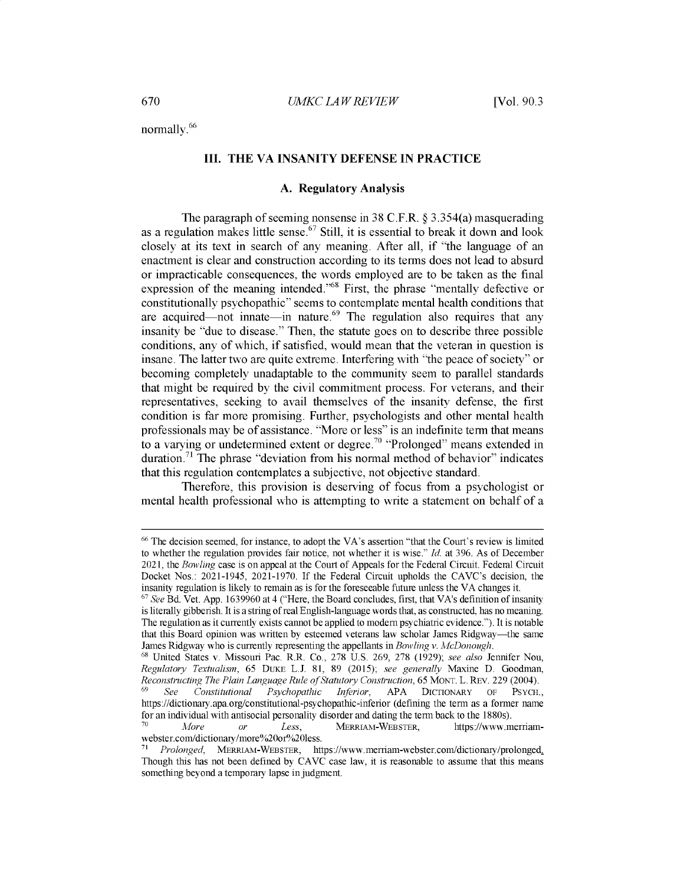normally.[66]

## III. THE VA INSANITY DEFENSE IN PRACTICE

### A. Regulatory Analysis

The paragraph of seeming nonsense in 38 C.F.R. § 3.354(a) masquerading as a regulation makes little sense.[67] Still, it is essential to break it down and look closely at its text in search of any meaning. After all, if "the language of an enactment is clear and construction according to its terms does not lead to absurd or impracticable consequences, the words employed are to be taken as the final expression of the meaning intended."[68] First, the phrase "mentally defective or constitutionally psychopathic" seems to contemplate mental health conditions that are acquired—not innate—in nature.[69] The regulation also requires that any insanity be "due to disease." Then, the statute goes on to describe three possible conditions, any of which, if satisfied, would mean that the veteran in question is insane. The latter two are quite extreme. Interfering with "the peace of society" or becoming completely unadaptable to the community seem to parallel standards that might be required by the civil commitment process. For veterans, and their representatives, seeking to avail themselves of the insanity defense, the first condition is far more promising. Further, psychologists and other mental health professionals may be of assistance. "More or less" is an indefinite term that means to a varying or undetermined extent or degree.[70] "Prolonged" means extended in duration.[71] The phrase "deviation from his normal method of behavior" indicates that this regulation contemplates a subjective, not objective standard.

Therefore, this provision is deserving of focus from a psychologist or mental health professional who is attempting to write a statement on behalf of a

---

[66] The decision seemed, for instance, to adopt the VA's assertion "that the Court's review is limited to whether the regulation provides fair notice, not whether it is wise." *Id.* at 396. As of December 2021, the *Bowling* case is on appeal at the Court of Appeals for the Federal Circuit. Federal Circuit Docket Nos.: 2021-1945, 2021-1970. If the Federal Circuit upholds the CAVC's decision, the insanity regulation is likely to remain as is for the foreseeable future unless the VA changes it.

[67] *See* Bd. Vet. App. 1639960 at 4 ("Here, the Board concludes, first, that VA's definition of insanity is literally gibberish. It is a string of real English-language words that, as constructed, has no meaning. The regulation as it currently exists cannot be applied to modern psychiatric evidence."). It is notable that this Board opinion was written by esteemed veterans law scholar James Ridgway—the same James Ridgway who is currently representing the appellants in *Bowling v. McDonough*.

[68] United States v. Missouri Pac. R.R. Co., 278 U.S. 269, 278 (1929); *see also* Jennifer Nou, *Regulatory Textualism*, 65 DUKE L.J. 81, 89 (2015); *see generally* Maxine D. Goodman, *Reconstructing The Plain Language Rule of Statutory Construction*, 65 MONT. L. REV. 229 (2004).

[69] *See* *Constitutional Psychopathic Inferior*, APA DICTIONARY OF PSYCH., https://dictionary.apa.org/constitutional-psychopathic-inferior (defining the term as a former name for an individual with antisocial personality disorder and dating the term back to the 1880s).

[70] *More or Less*, MERRIAM-WEBSTER, https://www.merriam-webster.com/dictionary/more%20or%20less.

[71] *Prolonged*, MERRIAM-WEBSTER, https://www.merriam-webster.com/dictionary/prolonged. Though this has not been defined by CAVC case law, it is reasonable to assume that this means something beyond a temporary lapse in judgment.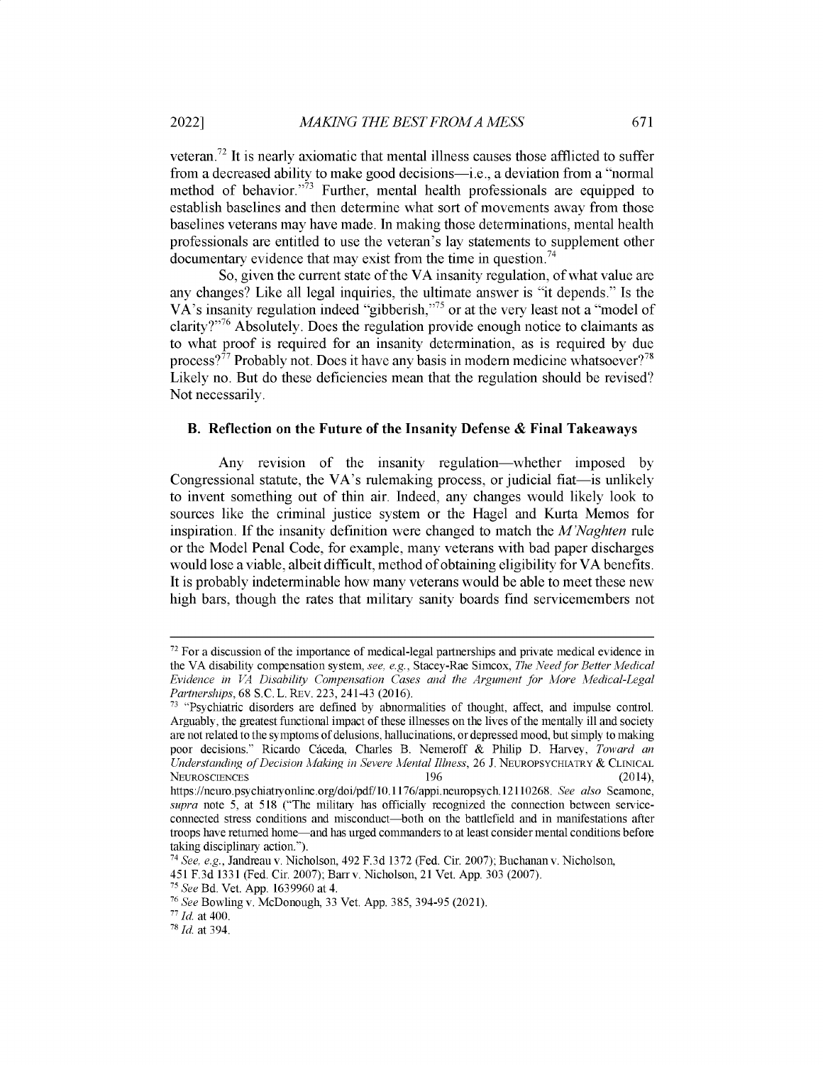veteran.[72] It is nearly axiomatic that mental illness causes those afflicted to suffer from a decreased ability to make good decisions—i.e., a deviation from a "normal method of behavior."[73] Further, mental health professionals are equipped to establish baselines and then determine what sort of movements away from those baselines veterans may have made. In making those determinations, mental health professionals are entitled to use the veteran's lay statements to supplement other documentary evidence that may exist from the time in question.[74]

So, given the current state of the VA insanity regulation, of what value are any changes? Like all legal inquiries, the ultimate answer is "it depends." Is the VA's insanity regulation indeed "gibberish,"[75] or at the very least not a "model of clarity?"[76] Absolutely. Does the regulation provide enough notice to claimants as to what proof is required for an insanity determination, as is required by due process?[77] Probably not. Does it have any basis in modern medicine whatsoever?[78] Likely no. But do these deficiencies mean that the regulation should be revised? Not necessarily.

### B. Reflection on the Future of the Insanity Defense & Final Takeaways

Any revision of the insanity regulation—whether imposed by Congressional statute, the VA's rulemaking process, or judicial fiat—is unlikely to invent something out of thin air. Indeed, any changes would likely look to sources like the criminal justice system or the Hagel and Kurta Memos for inspiration. If the insanity definition were changed to match the *M'Naghten* rule or the Model Penal Code, for example, many veterans with bad paper discharges would lose a viable, albeit difficult, method of obtaining eligibility for VA benefits. It is probably indeterminable how many veterans would be able to meet these new high bars, though the rates that military sanity boards find servicemembers not

---

[72] For a discussion of the importance of medical-legal partnerships and private medical evidence in the VA disability compensation system, *see, e.g.*, Stacey-Rae Simcox, *The Need for Better Medical Evidence in VA Disability Compensation Cases and the Argument for More Medical-Legal Partnerships*, 68 S.C. L. REV. 223, 241-43 (2016).

[73] "Psychiatric disorders are defined by abnormalities of thought, affect, and impulse control. Arguably, the greatest functional impact of these illnesses on the lives of the mentally ill and society are not related to the symptoms of delusions, hallucinations, or depressed mood, but simply to making poor decisions." Ricardo Cáceda, Charles B. Nemeroff & Philip D. Harvey, *Toward an Understanding of Decision Making in Severe Mental Illness*, 26 J. NEUROPSYCHIATRY & CLINICAL NEUROSCIENCES 196 (2014), https://neuro.psychiatryonline.org/doi/pdf/10.1176/appi.neuropsych.12110268. *See also* Seamone, *supra* note 5, at 518 ("The military has officially recognized the connection between service-connected stress conditions and misconduct—both on the battlefield and in manifestations after troops have returned home—and has urged commanders to at least consider mental conditions before taking disciplinary action.").

[74] *See, e.g.*, Jandreau v. Nicholson, 492 F.3d 1372 (Fed. Cir. 2007); Buchanan v. Nicholson, 451 F.3d 1331 (Fed. Cir. 2007); Barr v. Nicholson, 21 Vet. App. 303 (2007).

[75] *See* Bd. Vet. App. 1639960 at 4.

[76] *See* Bowling v. McDonough, 33 Vet. App. 385, 394-95 (2021).

[77] *Id.* at 400.

[78] *Id.* at 394.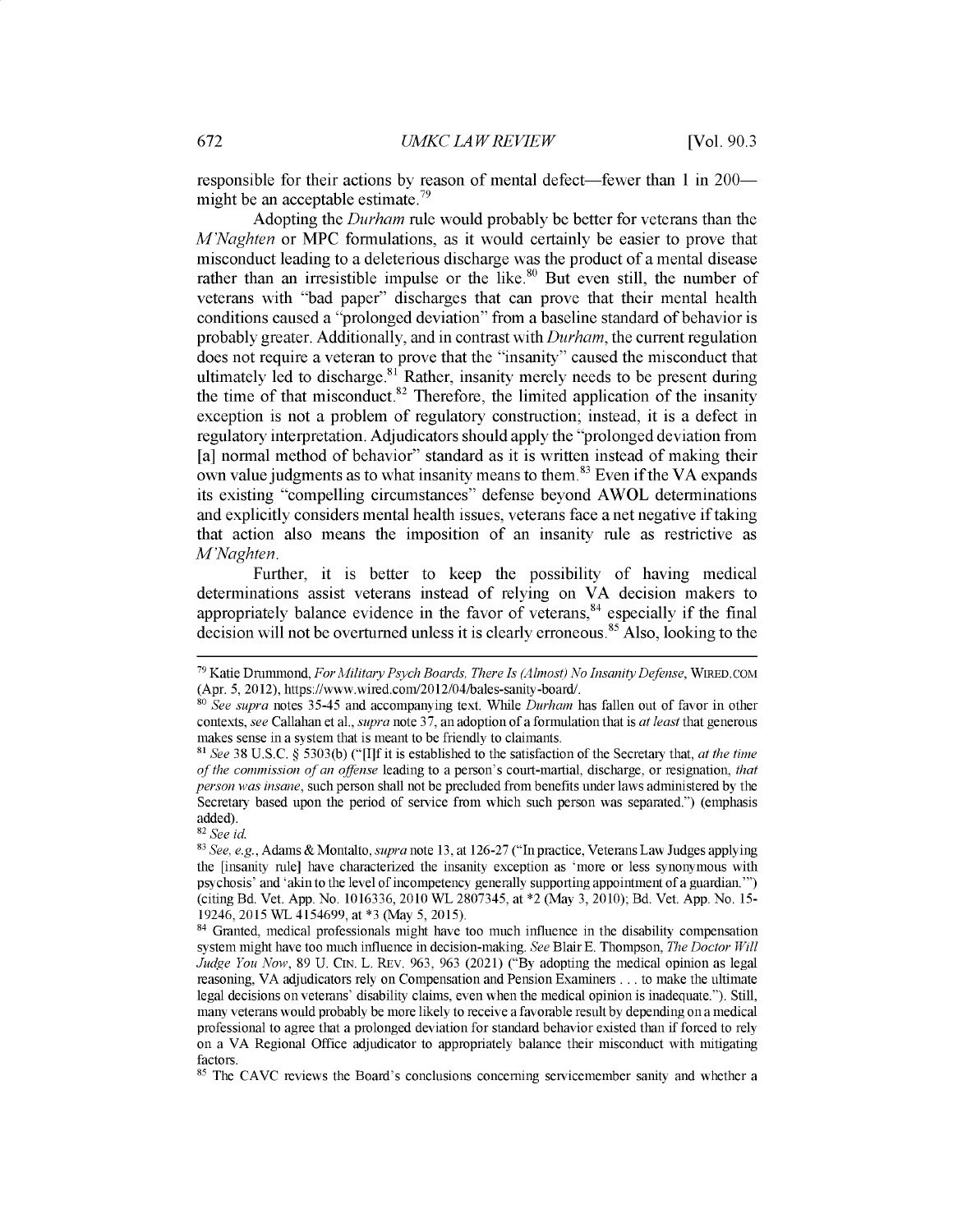responsible for their actions by reason of mental defect—fewer than 1 in 200—might be an acceptable estimate.[79]

Adopting the *Durham* rule would probably be better for veterans than the *M'Naghten* or MPC formulations, as it would certainly be easier to prove that misconduct leading to a deleterious discharge was the product of a mental disease rather than an irresistible impulse or the like.[80] But even still, the number of veterans with "bad paper" discharges that can prove that their mental health conditions caused a "prolonged deviation" from a baseline standard of behavior is probably greater. Additionally, and in contrast with *Durham*, the current regulation does not require a veteran to prove that the "insanity" caused the misconduct that ultimately led to discharge.[81] Rather, insanity merely needs to be present during the time of that misconduct.[82] Therefore, the limited application of the insanity exception is not a problem of regulatory construction; instead, it is a defect in regulatory interpretation. Adjudicators should apply the "prolonged deviation from [a] normal method of behavior" standard as it is written instead of making their own value judgments as to what insanity means to them.[83] Even if the VA expands its existing "compelling circumstances" defense beyond AWOL determinations and explicitly considers mental health issues, veterans face a net negative if taking that action also means the imposition of an insanity rule as restrictive as *M'Naghten*.

Further, it is better to keep the possibility of having medical determinations assist veterans instead of relying on VA decision makers to appropriately balance evidence in the favor of veterans,[84] especially if the final decision will not be overturned unless it is clearly erroneous.[85] Also, looking to the

---

[79] Katie Drummond, *For Military Psych Boards, There Is (Almost) No Insanity Defense*, WIRED.COM (Apr. 5, 2012), https://www.wired.com/2012/04/bales-sanity-board/.

[80] *See supra* notes 35-45 and accompanying text. While *Durham* has fallen out of favor in other contexts, *see* Callahan et al., *supra* note 37, an adoption of a formulation that is *at least* that generous makes sense in a system that is meant to be friendly to claimants.

[81] *See* 38 U.S.C. § 5303(b) ("[I]f it is established to the satisfaction of the Secretary that, *at the time of the commission of an offense* leading to a person's court-martial, discharge, or resignation, *that person was insane*, such person shall not be precluded from benefits under laws administered by the Secretary based upon the period of service from which such person was separated.") (emphasis added).

[82] *See id.*

[83] *See, e.g.*, Adams & Montalto, *supra* note 13, at 126-27 ("In practice, Veterans Law Judges applying the [insanity rule] have characterized the insanity exception as 'more or less synonymous with psychosis' and 'akin to the level of incompetency generally supporting appointment of a guardian.'") (citing Bd. Vet. App. No. 1016336, 2010 WL 2807345, at *2 (May 3, 2010); Bd. Vet. App. No. 15-19246, 2015 WL 4154699, at *3 (May 5, 2015).

[84] Granted, medical professionals might have too much influence in the disability compensation system might have too much influence in decision-making. *See* Blair E. Thompson, *The Doctor Will Judge You Now*, 89 U. CIN. L. REV. 963, 963 (2021) ("By adopting the medical opinion as legal reasoning, VA adjudicators rely on Compensation and Pension Examiners . . . to make the ultimate legal decisions on veterans' disability claims, even when the medical opinion is inadequate."). Still, many veterans would probably be more likely to receive a favorable result by depending on a medical professional to agree that a prolonged deviation for standard behavior existed than if forced to rely on a VA Regional Office adjudicator to appropriately balance their misconduct with mitigating factors.

[85] The CAVC reviews the Board's conclusions concerning servicemember sanity and whether a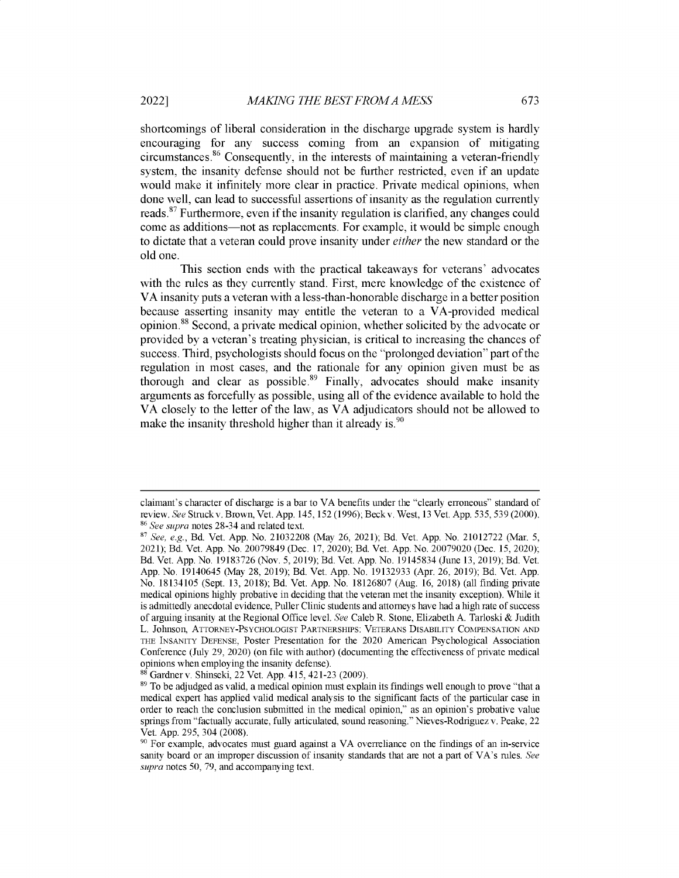shortcomings of liberal consideration in the discharge upgrade system is hardly encouraging for any success coming from an expansion of mitigating circumstances.[86] Consequently, in the interests of maintaining a veteran-friendly system, the insanity defense should not be further restricted, even if an update would make it infinitely more clear in practice. Private medical opinions, when done well, can lead to successful assertions of insanity as the regulation currently reads.[87] Furthermore, even if the insanity regulation is clarified, any changes could come as additions—not as replacements. For example, it would be simple enough to dictate that a veteran could prove insanity under *either* the new standard or the old one.

This section ends with the practical takeaways for veterans' advocates with the rules as they currently stand. First, mere knowledge of the existence of VA insanity puts a veteran with a less-than-honorable discharge in a better position because asserting insanity may entitle the veteran to a VA-provided medical opinion.[88] Second, a private medical opinion, whether solicited by the advocate or provided by a veteran's treating physician, is critical to increasing the chances of success. Third, psychologists should focus on the "prolonged deviation" part of the regulation in most cases, and the rationale for any opinion given must be as thorough and clear as possible.[89] Finally, advocates should make insanity arguments as forcefully as possible, using all of the evidence available to hold the VA closely to the letter of the law, as VA adjudicators should not be allowed to make the insanity threshold higher than it already is.[90]

---

claimant's character of discharge is a bar to VA benefits under the "clearly erroneous" standard of review. *See* Struck v. Brown, Vet. App. 145, 152 (1996); Beck v. West, 13 Vet. App. 535, 539 (2000).

[86] *See supra* notes 28-34 and related text.

[87] *See, e.g.*, Bd. Vet. App. No. 21032208 (May 26, 2021); Bd. Vet. App. No. 21012722 (Mar. 5, 2021); Bd. Vet. App. No. 20079849 (Dec. 17, 2020); Bd. Vet. App. No. 20079020 (Dec. 15, 2020); Bd. Vet. App. No. 19183726 (Nov. 5, 2019); Bd. Vet. App. No. 19145834 (June 13, 2019); Bd. Vet. App. No. 19140645 (May 28, 2019); Bd. Vet. App. No. 19132933 (Apr. 26, 2019); Bd. Vet. App. No. 18134105 (Sept. 13, 2018); Bd. Vet. App. No. 18126807 (Aug. 16, 2018) (all finding private medical opinions highly probative in deciding that the veteran met the insanity exception). While it is admittedly anecdotal evidence, Puller Clinic students and attorneys have had a high rate of success of arguing insanity at the Regional Office level. *See* Caleb R. Stone, Elizabeth A. Tarloski & Judith L. Johnson, ATTORNEY-PSYCHOLOGIST PARTNERSHIPS: VETERANS DISABILITY COMPENSATION AND THE INSANITY DEFENSE, Poster Presentation for the 2020 American Psychological Association Conference (July 29, 2020) (on file with author) (documenting the effectiveness of private medical opinions when employing the insanity defense).

[88] Gardner v. Shinseki, 22 Vet. App. 415, 421-23 (2009).

[89] To be adjudged as valid, a medical opinion must explain its findings well enough to prove "that a medical expert has applied valid medical analysis to the significant facts of the particular case in order to reach the conclusion submitted in the medical opinion," as an opinion's probative value springs from "factually accurate, fully articulated, sound reasoning." Nieves-Rodriguez v. Peake, 22 Vet. App. 295, 304 (2008).

[90] For example, advocates must guard against a VA overreliance on the findings of an in-service sanity board or an improper discussion of insanity standards that are not a part of VA's rules. *See supra* notes 50, 79, and accompanying text.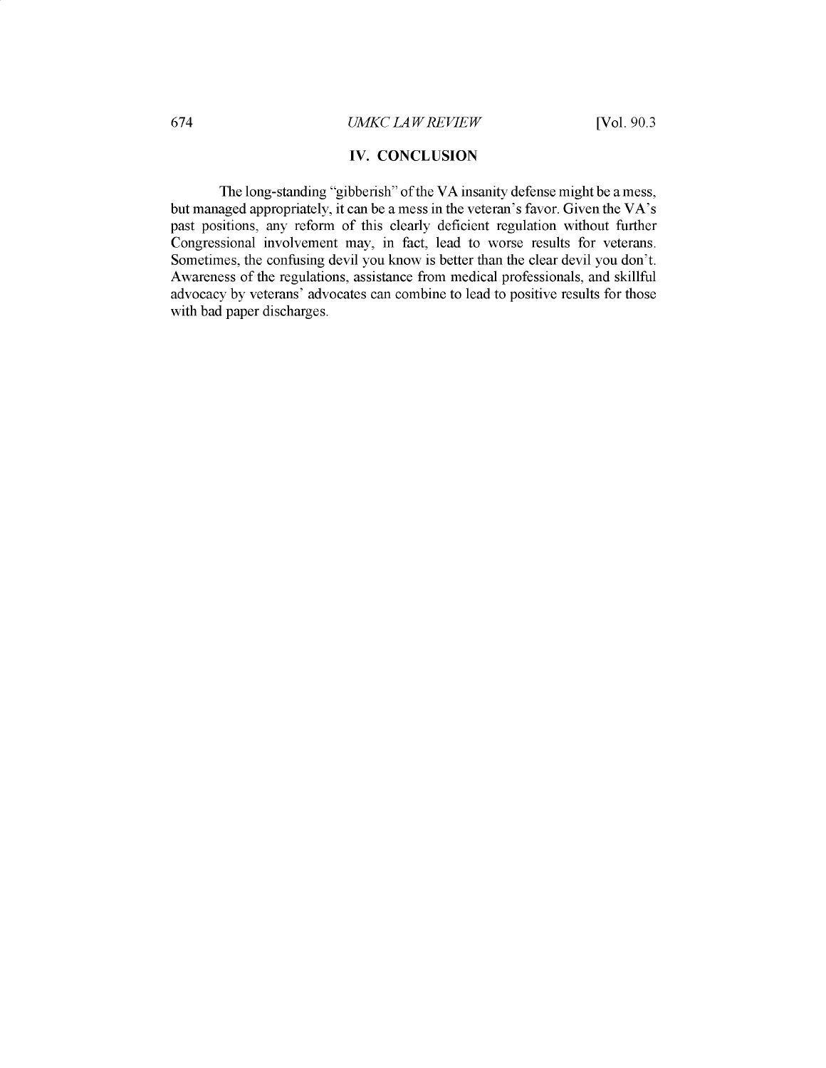## IV. CONCLUSION

The long-standing "gibberish" of the VA insanity defense might be a mess, but managed appropriately, it can be a mess in the veteran's favor. Given the VA's past positions, any reform of this clearly deficient regulation without further Congressional involvement may, in fact, lead to worse results for veterans. Sometimes, the confusing devil you know is better than the clear devil you don't. Awareness of the regulations, assistance from medical professionals, and skillful advocacy by veterans' advocates can combine to lead to positive results for those with bad paper discharges.